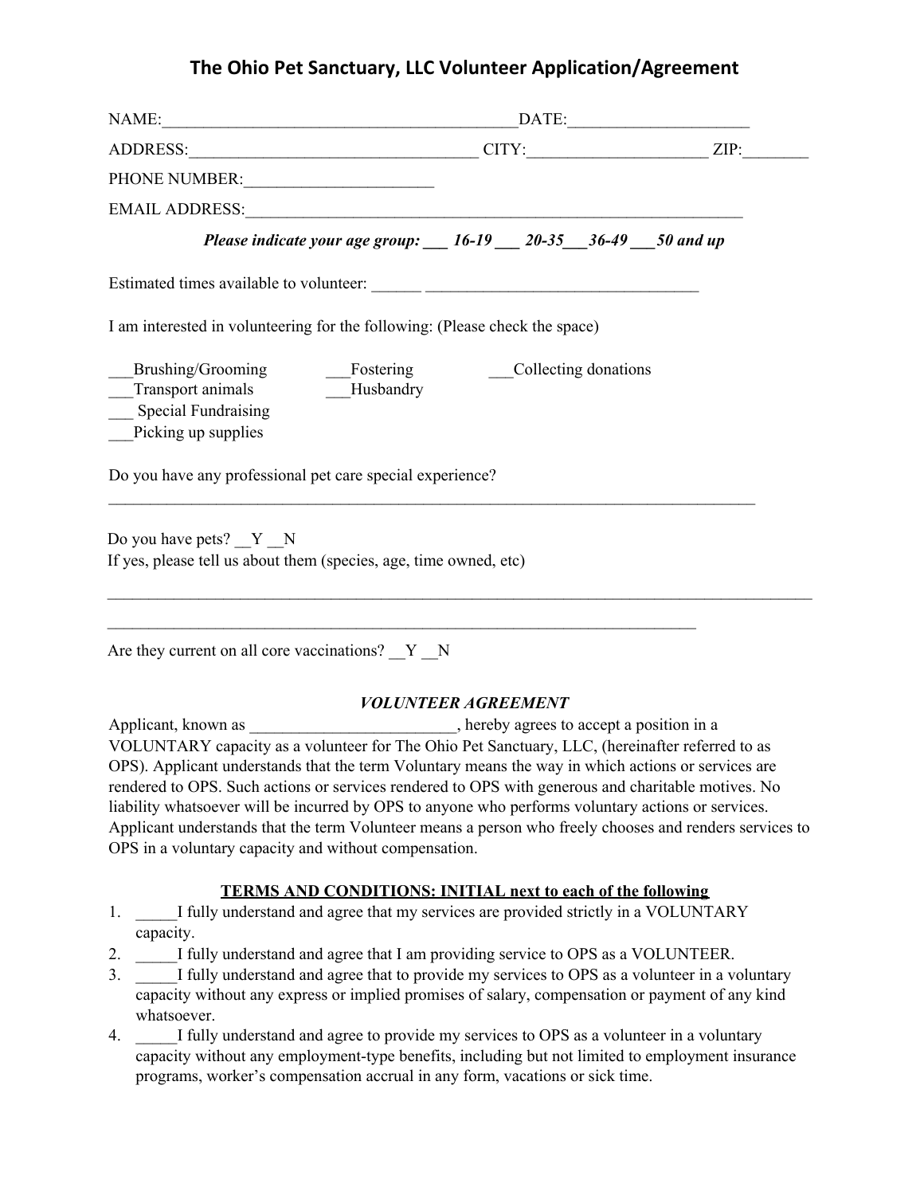# The Ohio Pet Sanctuary, LLC Volunteer Application/Agreement

NAME:___________________________________________DATE:_____________________

ADDRESS:__________________________________ CITY:_____________________ ZIP:________

PHONE NUMBER:______________________

EMAIL ADDRESS:_____________________________________________________________

***Please indicate your age group: ___ 16-19 ___ 20-35___36-49 ___50 and up***

Estimated times available to volunteer: ______ _________________________________

I am interested in volunteering for the following: (Please check the space)

___Brushing/Grooming ___Fostering ___Collecting donations
___Transport animals ___Husbandry
___ Special Fundraising
___Picking up supplies

Do you have any professional pet care special experience?

_________________________________________________________________________________

Do you have pets? __Y __N
If yes, please tell us about them (species, age, time owned, etc)

_________________________________________________________________________________________

________________________________________________________________________

Are they current on all core vaccinations? __Y __N

### *VOLUNTEER AGREEMENT*

Applicant, known as _________________________, hereby agrees to accept a position in a VOLUNTARY capacity as a volunteer for The Ohio Pet Sanctuary, LLC, (hereinafter referred to as OPS). Applicant understands that the term Voluntary means the way in which actions or services are rendered to OPS. Such actions or services rendered to OPS with generous and charitable motives. No liability whatsoever will be incurred by OPS to anyone who performs voluntary actions or services. Applicant understands that the term Volunteer means a person who freely chooses and renders services to OPS in a voluntary capacity and without compensation.

**<u>TERMS AND CONDITIONS: INITIAL next to each of the following</u>**

1. _____I fully understand and agree that my services are provided strictly in a VOLUNTARY capacity.
2. _____I fully understand and agree that I am providing service to OPS as a VOLUNTEER.
3. _____I fully understand and agree that to provide my services to OPS as a volunteer in a voluntary capacity without any express or implied promises of salary, compensation or payment of any kind whatsoever.
4. _____I fully understand and agree to provide my services to OPS as a volunteer in a voluntary capacity without any employment-type benefits, including but not limited to employment insurance programs, worker's compensation accrual in any form, vacations or sick time.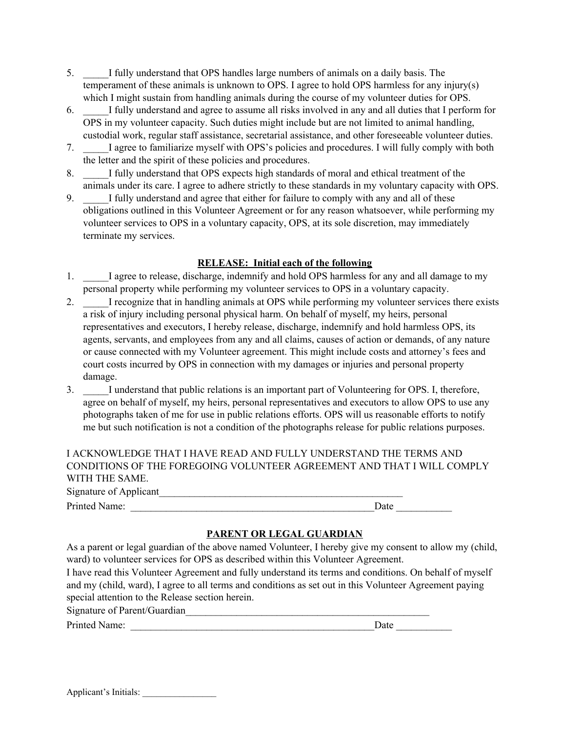5. _____I fully understand that OPS handles large numbers of animals on a daily basis. The temperament of these animals is unknown to OPS. I agree to hold OPS harmless for any injury(s) which I might sustain from handling animals during the course of my volunteer duties for OPS.
6. _____I fully understand and agree to assume all risks involved in any and all duties that I perform for OPS in my volunteer capacity. Such duties might include but are not limited to animal handling, custodial work, regular staff assistance, secretarial assistance, and other foreseeable volunteer duties.
7. _____I agree to familiarize myself with OPS's policies and procedures. I will fully comply with both the letter and the spirit of these policies and procedures.
8. _____I fully understand that OPS expects high standards of moral and ethical treatment of the animals under its care. I agree to adhere strictly to these standards in my voluntary capacity with OPS.
9. _____I fully understand and agree that either for failure to comply with any and all of these obligations outlined in this Volunteer Agreement or for any reason whatsoever, while performing my volunteer services to OPS in a voluntary capacity, OPS, at its sole discretion, may immediately terminate my services.

**RELEASE: Initial each of the following**

1. _____I agree to release, discharge, indemnify and hold OPS harmless for any and all damage to my personal property while performing my volunteer services to OPS in a voluntary capacity.
2. _____I recognize that in handling animals at OPS while performing my volunteer services there exists a risk of injury including personal physical harm. On behalf of myself, my heirs, personal representatives and executors, I hereby release, discharge, indemnify and hold harmless OPS, its agents, servants, and employees from any and all claims, causes of action or demands, of any nature or cause connected with my Volunteer agreement. This might include costs and attorney's fees and court costs incurred by OPS in connection with my damages or injuries and personal property damage.
3. _____I understand that public relations is an important part of Volunteering for OPS. I, therefore, agree on behalf of myself, my heirs, personal representatives and executors to allow OPS to use any photographs taken of me for use in public relations efforts. OPS will us reasonable efforts to notify me but such notification is not a condition of the photographs release for public relations purposes.

I ACKNOWLEDGE THAT I HAVE READ AND FULLY UNDERSTAND THE TERMS AND CONDITIONS OF THE FOREGOING VOLUNTEER AGREEMENT AND THAT I WILL COMPLY WITH THE SAME.

Signature of Applicant_________________________________________________

Printed Name: _________________________________________________Date ___________

**PARENT OR LEGAL GUARDIAN**

As a parent or legal guardian of the above named Volunteer, I hereby give my consent to allow my (child, ward) to volunteer services for OPS as described within this Volunteer Agreement.

I have read this Volunteer Agreement and fully understand its terms and conditions. On behalf of myself and my (child, ward), I agree to all terms and conditions as set out in this Volunteer Agreement paying special attention to the Release section herein.

Signature of Parent/Guardian____________________________________________________

Printed Name: _________________________________________________Date ___________

Applicant's Initials: ________________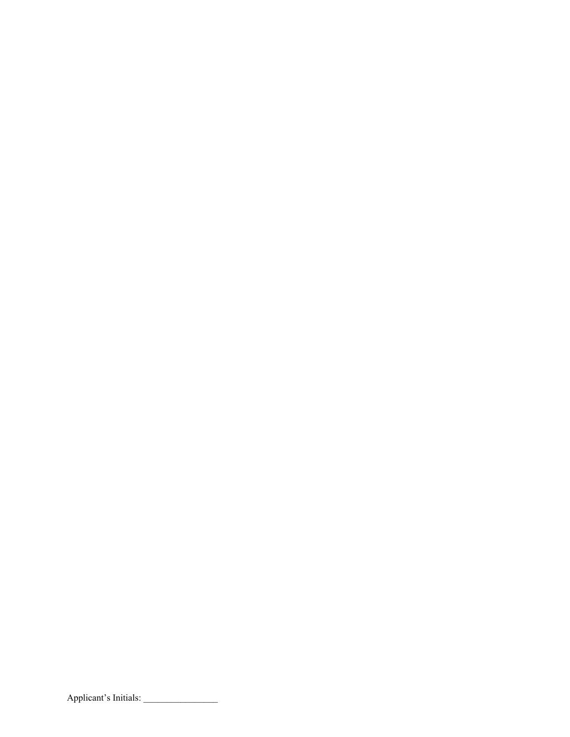Applicant's Initials: ________________